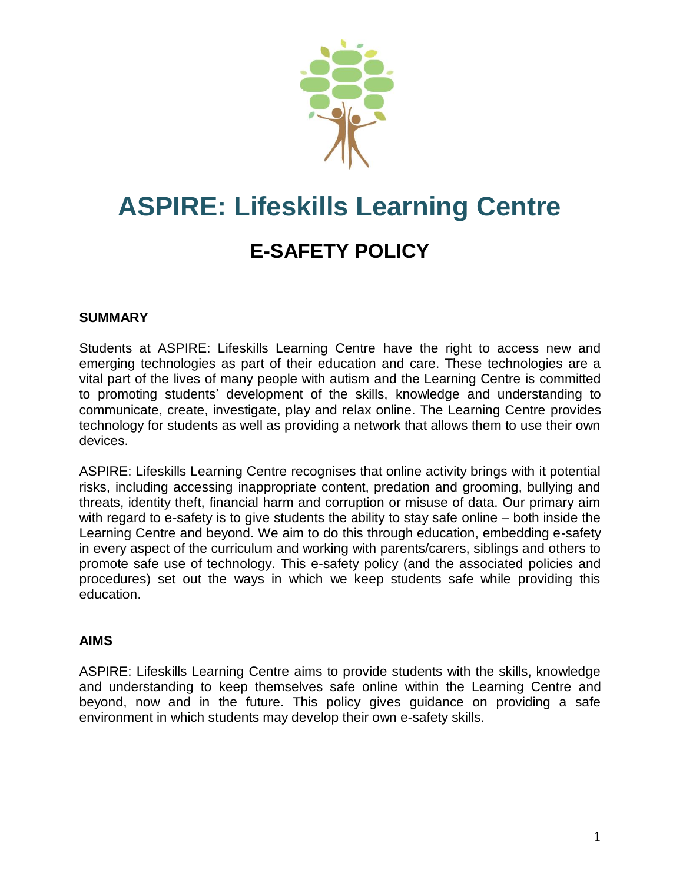# ASPIRE: Lifeskills Learning Centre

## E-SAFETY POLICY

**SUMMARY**

Students at ASPIRE: Lifeskills Learning Centre have the right to access new and emerging technologies as part of their education and care. These technologies are a vital part of the lives of many people with autism and the Learning Centre is committed to promoting students' development of the skills, knowledge and understanding to communicate, create, investigate, play and relax online. The Learning Centre provides technology for students as well as providing a network that allows them to use their own devices.

ASPIRE: Lifeskills Learning Centre recognises that online activity brings with it potential risks, including accessing inappropriate content, predation and grooming, bullying and threats, identity theft, financial harm and corruption or misuse of data. Our primary aim with regard to e-safety is to give students the ability to stay safe online – both inside the Learning Centre and beyond. We aim to do this through education, embedding e-safety in every aspect of the curriculum and working with parents/carers, siblings and others to promote safe use of technology. This e-safety policy (and the associated policies and procedures) set out the ways in which we keep students safe while providing this education.

**AIMS**

ASPIRE: Lifeskills Learning Centre aims to provide students with the skills, knowledge and understanding to keep themselves safe online within the Learning Centre and beyond, now and in the future. This policy gives guidance on providing a safe environment in which students may develop their own e-safety skills.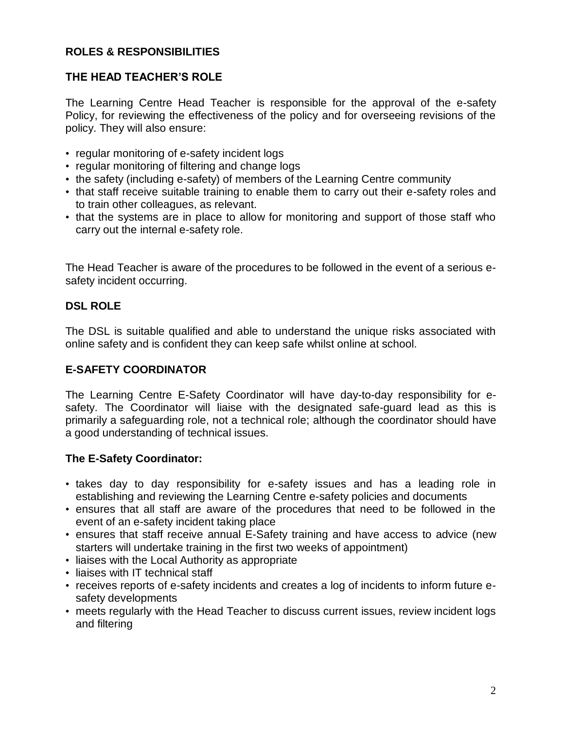## ROLES & RESPONSIBILITIES

### THE HEAD TEACHER'S ROLE

The Learning Centre Head Teacher is responsible for the approval of the e-safety Policy, for reviewing the effectiveness of the policy and for overseeing revisions of the policy. They will also ensure:

- regular monitoring of e-safety incident logs
- regular monitoring of filtering and change logs
- the safety (including e-safety) of members of the Learning Centre community
- that staff receive suitable training to enable them to carry out their e-safety roles and to train other colleagues, as relevant.
- that the systems are in place to allow for monitoring and support of those staff who carry out the internal e-safety role.

The Head Teacher is aware of the procedures to be followed in the event of a serious e-safety incident occurring.

### DSL ROLE

The DSL is suitable qualified and able to understand the unique risks associated with online safety and is confident they can keep safe whilst online at school.

### E-SAFETY COORDINATOR

The Learning Centre E-Safety Coordinator will have day-to-day responsibility for e-safety. The Coordinator will liaise with the designated safe-guard lead as this is primarily a safeguarding role, not a technical role; although the coordinator should have a good understanding of technical issues.

**The E-Safety Coordinator:**

- takes day to day responsibility for e-safety issues and has a leading role in establishing and reviewing the Learning Centre e-safety policies and documents
- ensures that all staff are aware of the procedures that need to be followed in the event of an e-safety incident taking place
- ensures that staff receive annual E-Safety training and have access to advice (new starters will undertake training in the first two weeks of appointment)
- liaises with the Local Authority as appropriate
- liaises with IT technical staff
- receives reports of e-safety incidents and creates a log of incidents to inform future e-safety developments
- meets regularly with the Head Teacher to discuss current issues, review incident logs and filtering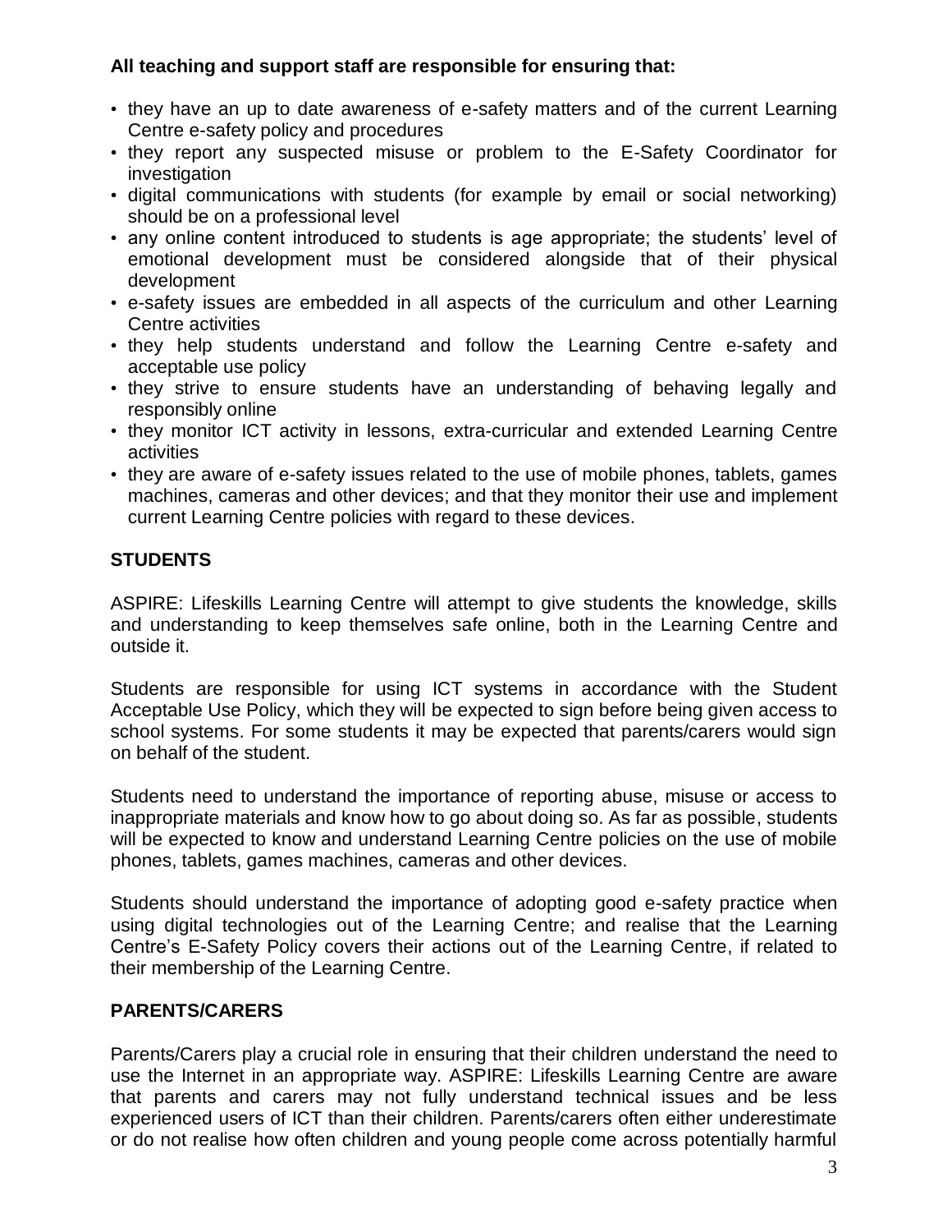**All teaching and support staff are responsible for ensuring that:**

- they have an up to date awareness of e-safety matters and of the current Learning Centre e-safety policy and procedures
- they report any suspected misuse or problem to the E-Safety Coordinator for investigation
- digital communications with students (for example by email or social networking) should be on a professional level
- any online content introduced to students is age appropriate; the students' level of emotional development must be considered alongside that of their physical development
- e-safety issues are embedded in all aspects of the curriculum and other Learning Centre activities
- they help students understand and follow the Learning Centre e-safety and acceptable use policy
- they strive to ensure students have an understanding of behaving legally and responsibly online
- they monitor ICT activity in lessons, extra-curricular and extended Learning Centre activities
- they are aware of e-safety issues related to the use of mobile phones, tablets, games machines, cameras and other devices; and that they monitor their use and implement current Learning Centre policies with regard to these devices.

## STUDENTS

ASPIRE: Lifeskills Learning Centre will attempt to give students the knowledge, skills and understanding to keep themselves safe online, both in the Learning Centre and outside it.

Students are responsible for using ICT systems in accordance with the Student Acceptable Use Policy, which they will be expected to sign before being given access to school systems. For some students it may be expected that parents/carers would sign on behalf of the student.

Students need to understand the importance of reporting abuse, misuse or access to inappropriate materials and know how to go about doing so. As far as possible, students will be expected to know and understand Learning Centre policies on the use of mobile phones, tablets, games machines, cameras and other devices.

Students should understand the importance of adopting good e-safety practice when using digital technologies out of the Learning Centre; and realise that the Learning Centre's E-Safety Policy covers their actions out of the Learning Centre, if related to their membership of the Learning Centre.

## PARENTS/CARERS

Parents/Carers play a crucial role in ensuring that their children understand the need to use the Internet in an appropriate way. ASPIRE: Lifeskills Learning Centre are aware that parents and carers may not fully understand technical issues and be less experienced users of ICT than their children. Parents/carers often either underestimate or do not realise how often children and young people come across potentially harmful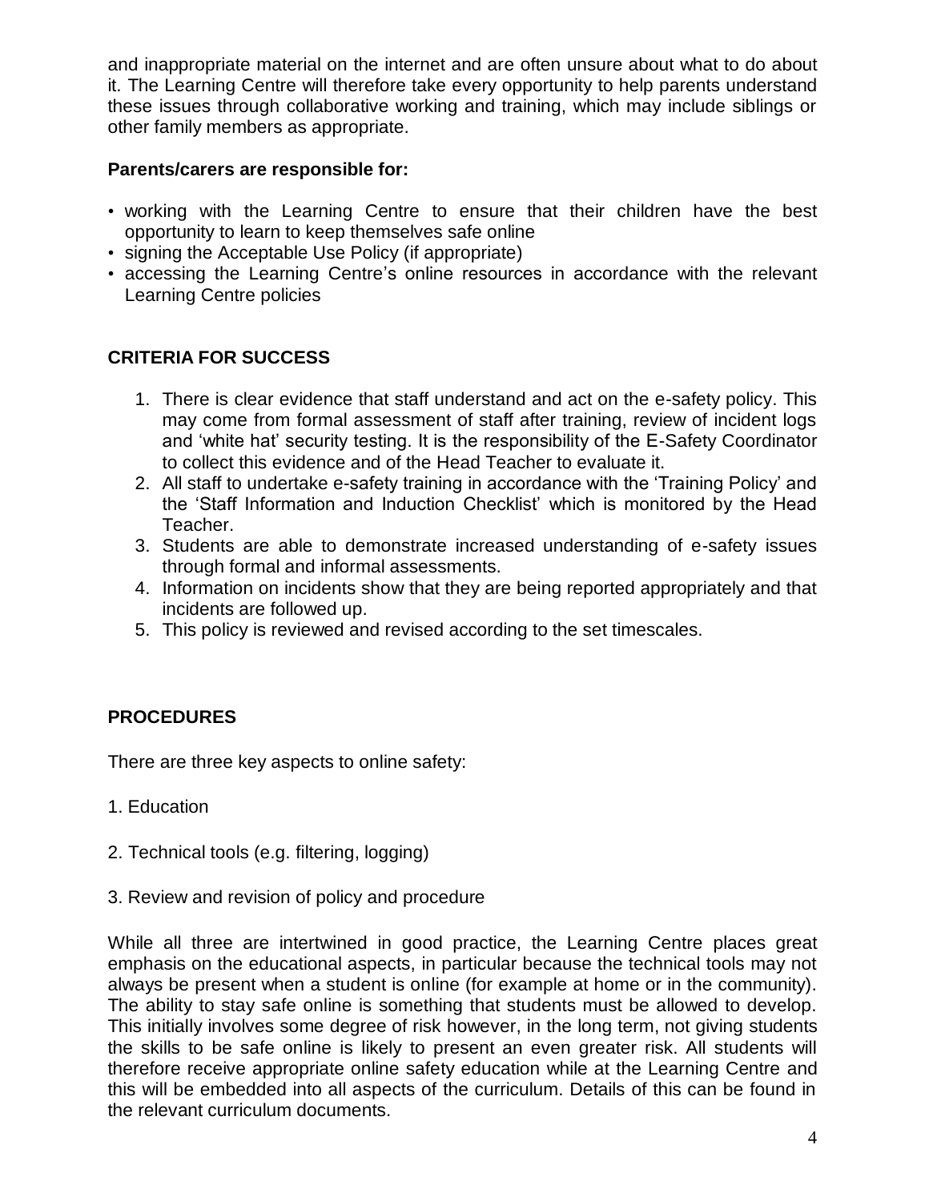and inappropriate material on the internet and are often unsure about what to do about it. The Learning Centre will therefore take every opportunity to help parents understand these issues through collaborative working and training, which may include siblings or other family members as appropriate.

**Parents/carers are responsible for:**

- working with the Learning Centre to ensure that their children have the best opportunity to learn to keep themselves safe online
- signing the Acceptable Use Policy (if appropriate)
- accessing the Learning Centre's online resources in accordance with the relevant Learning Centre policies

## CRITERIA FOR SUCCESS

1. There is clear evidence that staff understand and act on the e-safety policy. This may come from formal assessment of staff after training, review of incident logs and 'white hat' security testing. It is the responsibility of the E-Safety Coordinator to collect this evidence and of the Head Teacher to evaluate it.
2. All staff to undertake e-safety training in accordance with the 'Training Policy' and the 'Staff Information and Induction Checklist' which is monitored by the Head Teacher.
3. Students are able to demonstrate increased understanding of e-safety issues through formal and informal assessments.
4. Information on incidents show that they are being reported appropriately and that incidents are followed up.
5. This policy is reviewed and revised according to the set timescales.

## PROCEDURES

There are three key aspects to online safety:

1. Education

2. Technical tools (e.g. filtering, logging)

3. Review and revision of policy and procedure

While all three are intertwined in good practice, the Learning Centre places great emphasis on the educational aspects, in particular because the technical tools may not always be present when a student is online (for example at home or in the community). The ability to stay safe online is something that students must be allowed to develop. This initially involves some degree of risk however, in the long term, not giving students the skills to be safe online is likely to present an even greater risk. All students will therefore receive appropriate online safety education while at the Learning Centre and this will be embedded into all aspects of the curriculum. Details of this can be found in the relevant curriculum documents.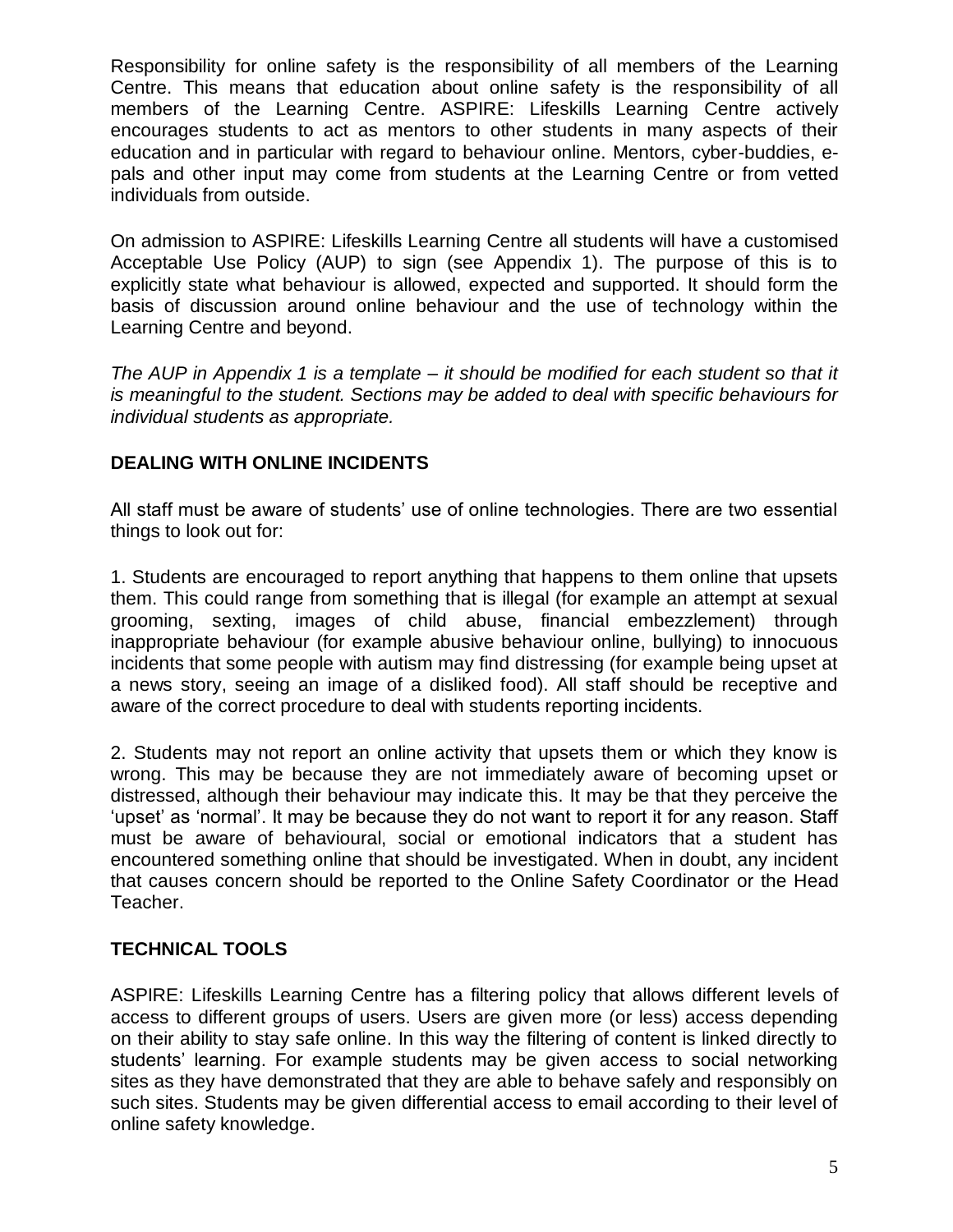Responsibility for online safety is the responsibility of all members of the Learning Centre. This means that education about online safety is the responsibility of all members of the Learning Centre. ASPIRE: Lifeskills Learning Centre actively encourages students to act as mentors to other students in many aspects of their education and in particular with regard to behaviour online. Mentors, cyber-buddies, e-pals and other input may come from students at the Learning Centre or from vetted individuals from outside.

On admission to ASPIRE: Lifeskills Learning Centre all students will have a customised Acceptable Use Policy (AUP) to sign (see Appendix 1). The purpose of this is to explicitly state what behaviour is allowed, expected and supported. It should form the basis of discussion around online behaviour and the use of technology within the Learning Centre and beyond.

*The AUP in Appendix 1 is a template – it should be modified for each student so that it is meaningful to the student. Sections may be added to deal with specific behaviours for individual students as appropriate.*

## DEALING WITH ONLINE INCIDENTS

All staff must be aware of students' use of online technologies. There are two essential things to look out for:

1. Students are encouraged to report anything that happens to them online that upsets them. This could range from something that is illegal (for example an attempt at sexual grooming, sexting, images of child abuse, financial embezzlement) through inappropriate behaviour (for example abusive behaviour online, bullying) to innocuous incidents that some people with autism may find distressing (for example being upset at a news story, seeing an image of a disliked food). All staff should be receptive and aware of the correct procedure to deal with students reporting incidents.

2. Students may not report an online activity that upsets them or which they know is wrong. This may be because they are not immediately aware of becoming upset or distressed, although their behaviour may indicate this. It may be that they perceive the 'upset' as 'normal'. It may be because they do not want to report it for any reason. Staff must be aware of behavioural, social or emotional indicators that a student has encountered something online that should be investigated. When in doubt, any incident that causes concern should be reported to the Online Safety Coordinator or the Head Teacher.

## TECHNICAL TOOLS

ASPIRE: Lifeskills Learning Centre has a filtering policy that allows different levels of access to different groups of users. Users are given more (or less) access depending on their ability to stay safe online. In this way the filtering of content is linked directly to students' learning. For example students may be given access to social networking sites as they have demonstrated that they are able to behave safely and responsibly on such sites. Students may be given differential access to email according to their level of online safety knowledge.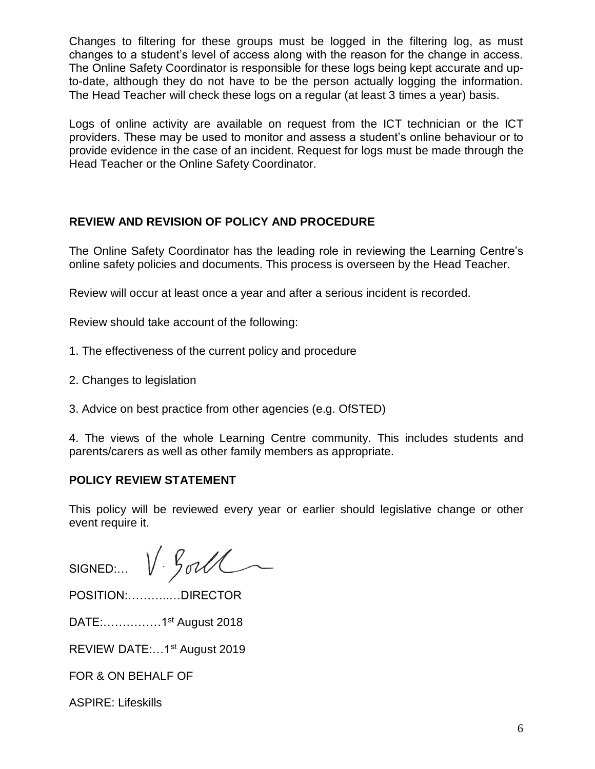Changes to filtering for these groups must be logged in the filtering log, as must changes to a student's level of access along with the reason for the change in access. The Online Safety Coordinator is responsible for these logs being kept accurate and up-to-date, although they do not have to be the person actually logging the information. The Head Teacher will check these logs on a regular (at least 3 times a year) basis.

Logs of online activity are available on request from the ICT technician or the ICT providers. These may be used to monitor and assess a student's online behaviour or to provide evidence in the case of an incident. Request for logs must be made through the Head Teacher or the Online Safety Coordinator.

## REVIEW AND REVISION OF POLICY AND PROCEDURE

The Online Safety Coordinator has the leading role in reviewing the Learning Centre's online safety policies and documents. This process is overseen by the Head Teacher.

Review will occur at least once a year and after a serious incident is recorded.

Review should take account of the following:

1. The effectiveness of the current policy and procedure

2. Changes to legislation

3. Advice on best practice from other agencies (e.g. OfSTED)

4. The views of the whole Learning Centre community. This includes students and parents/carers as well as other family members as appropriate.

## POLICY REVIEW STATEMENT

This policy will be reviewed every year or earlier should legislative change or other event require it.

SIGNED:… V. Boll

POSITION:………..…DIRECTOR

DATE:……………1st August 2018

REVIEW DATE:…1st August 2019

FOR & ON BEHALF OF

ASPIRE: Lifeskills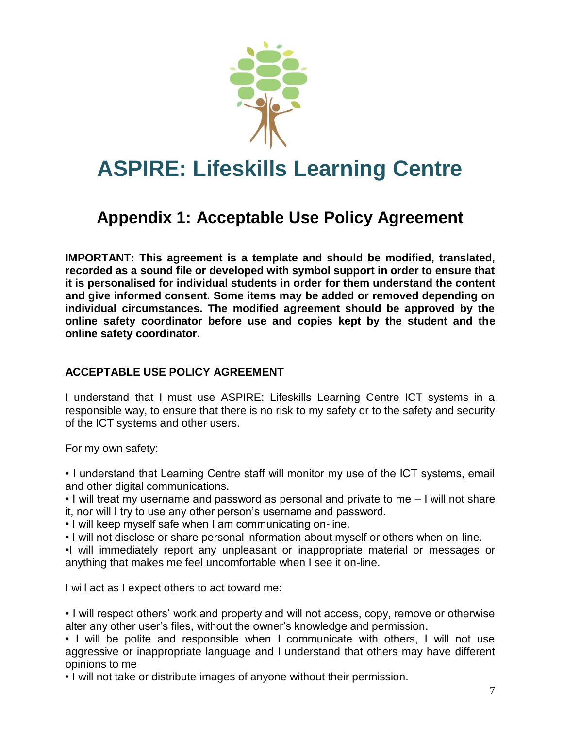# ASPIRE: Lifeskills Learning Centre

## Appendix 1: Acceptable Use Policy Agreement

**IMPORTANT: This agreement is a template and should be modified, translated, recorded as a sound file or developed with symbol support in order to ensure that it is personalised for individual students in order for them understand the content and give informed consent. Some items may be added or removed depending on individual circumstances. The modified agreement should be approved by the online safety coordinator before use and copies kept by the student and the online safety coordinator.**

### ACCEPTABLE USE POLICY AGREEMENT

I understand that I must use ASPIRE: Lifeskills Learning Centre ICT systems in a responsible way, to ensure that there is no risk to my safety or to the safety and security of the ICT systems and other users.

For my own safety:

- I understand that Learning Centre staff will monitor my use of the ICT systems, email and other digital communications.
- I will treat my username and password as personal and private to me – I will not share it, nor will I try to use any other person's username and password.
- I will keep myself safe when I am communicating on-line.
- I will not disclose or share personal information about myself or others when on-line.
- I will immediately report any unpleasant or inappropriate material or messages or anything that makes me feel uncomfortable when I see it on-line.

I will act as I expect others to act toward me:

- I will respect others' work and property and will not access, copy, remove or otherwise alter any other user's files, without the owner's knowledge and permission.
- I will be polite and responsible when I communicate with others, I will not use aggressive or inappropriate language and I understand that others may have different opinions to me
- I will not take or distribute images of anyone without their permission.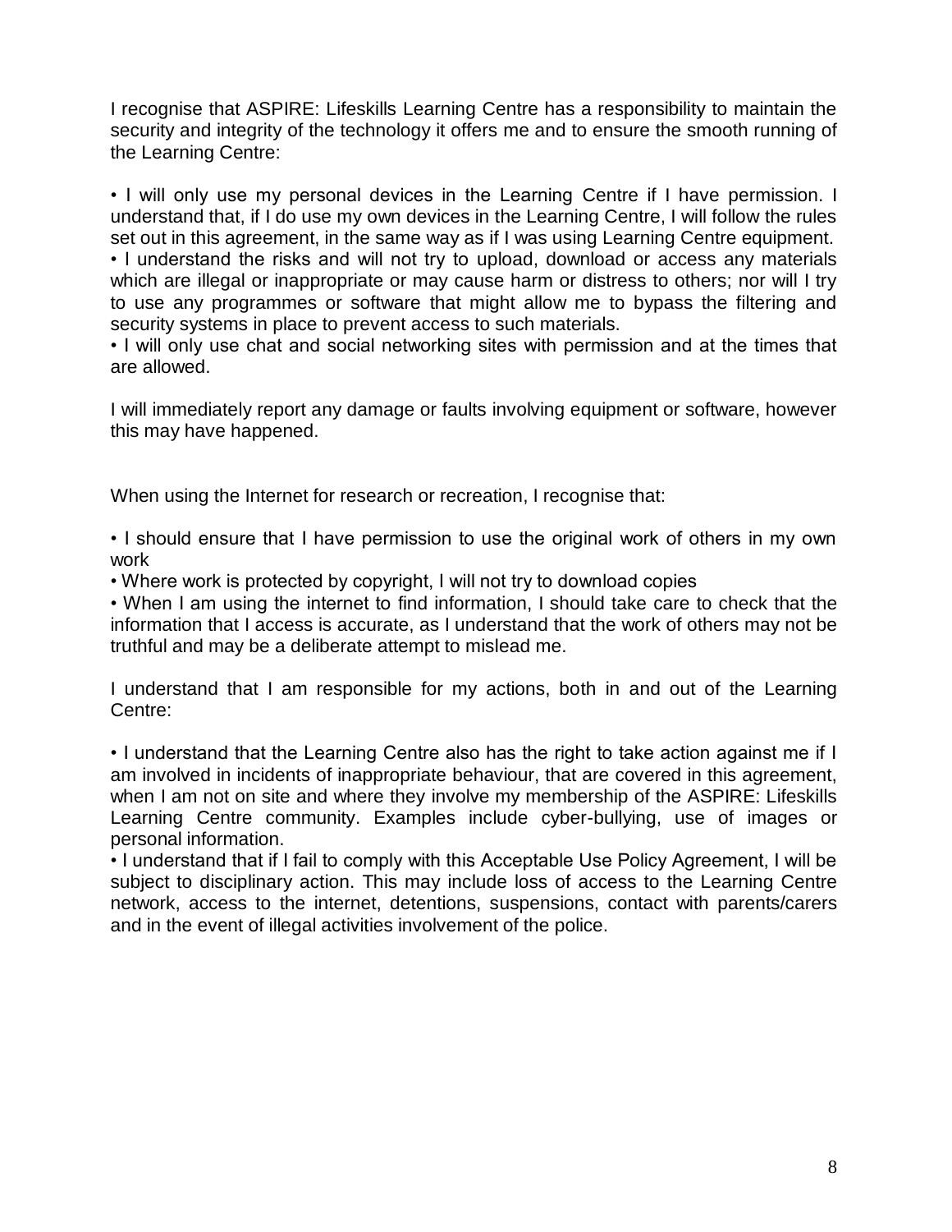I recognise that ASPIRE: Lifeskills Learning Centre has a responsibility to maintain the security and integrity of the technology it offers me and to ensure the smooth running of the Learning Centre:

• I will only use my personal devices in the Learning Centre if I have permission. I understand that, if I do use my own devices in the Learning Centre, I will follow the rules set out in this agreement, in the same way as if I was using Learning Centre equipment.
• I understand the risks and will not try to upload, download or access any materials which are illegal or inappropriate or may cause harm or distress to others; nor will I try to use any programmes or software that might allow me to bypass the filtering and security systems in place to prevent access to such materials.
• I will only use chat and social networking sites with permission and at the times that are allowed.

I will immediately report any damage or faults involving equipment or software, however this may have happened.

When using the Internet for research or recreation, I recognise that:

• I should ensure that I have permission to use the original work of others in my own work
• Where work is protected by copyright, I will not try to download copies
• When I am using the internet to find information, I should take care to check that the information that I access is accurate, as I understand that the work of others may not be truthful and may be a deliberate attempt to mislead me.

I understand that I am responsible for my actions, both in and out of the Learning Centre:

• I understand that the Learning Centre also has the right to take action against me if I am involved in incidents of inappropriate behaviour, that are covered in this agreement, when I am not on site and where they involve my membership of the ASPIRE: Lifeskills Learning Centre community. Examples include cyber-bullying, use of images or personal information.
• I understand that if I fail to comply with this Acceptable Use Policy Agreement, I will be subject to disciplinary action. This may include loss of access to the Learning Centre network, access to the internet, detentions, suspensions, contact with parents/carers and in the event of illegal activities involvement of the police.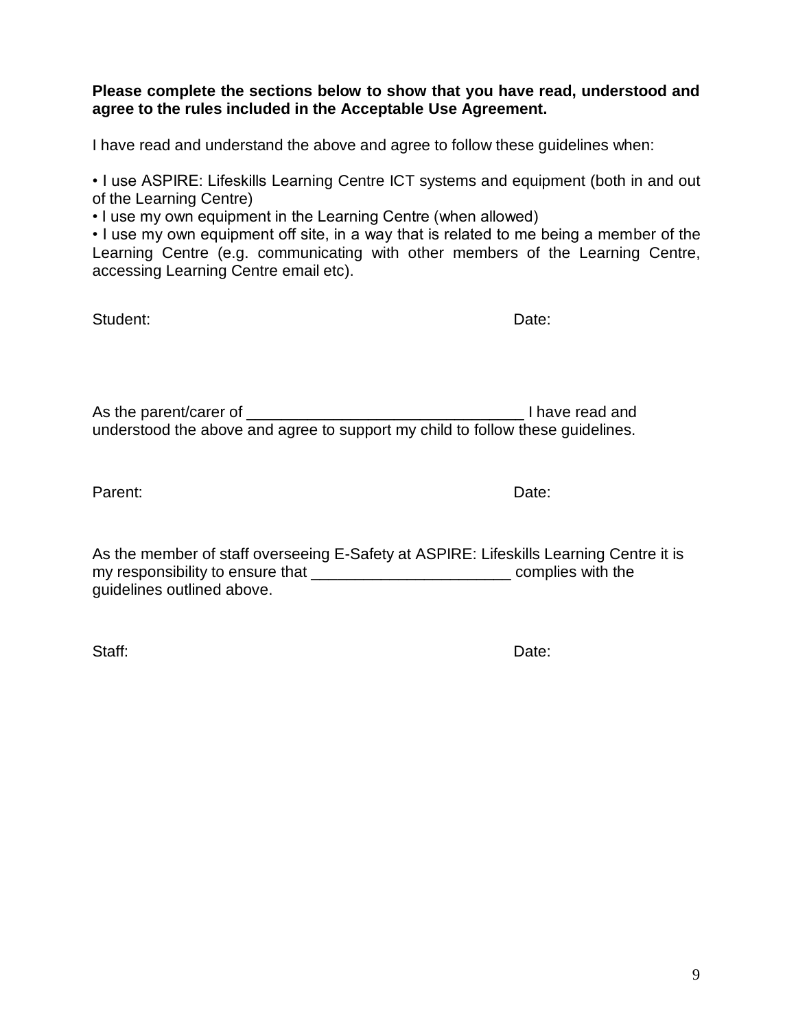**Please complete the sections below to show that you have read, understood and agree to the rules included in the Acceptable Use Agreement.**

I have read and understand the above and agree to follow these guidelines when:

- I use ASPIRE: Lifeskills Learning Centre ICT systems and equipment (both in and out of the Learning Centre)
- I use my own equipment in the Learning Centre (when allowed)
- I use my own equipment off site, in a way that is related to me being a member of the Learning Centre (e.g. communicating with other members of the Learning Centre, accessing Learning Centre email etc).

Student: Date:

As the parent/carer of _______________________________ I have read and understood the above and agree to support my child to follow these guidelines.

Parent: Date:

As the member of staff overseeing E-Safety at ASPIRE: Lifeskills Learning Centre it is my responsibility to ensure that ______________________ complies with the guidelines outlined above.

Staff: Date: